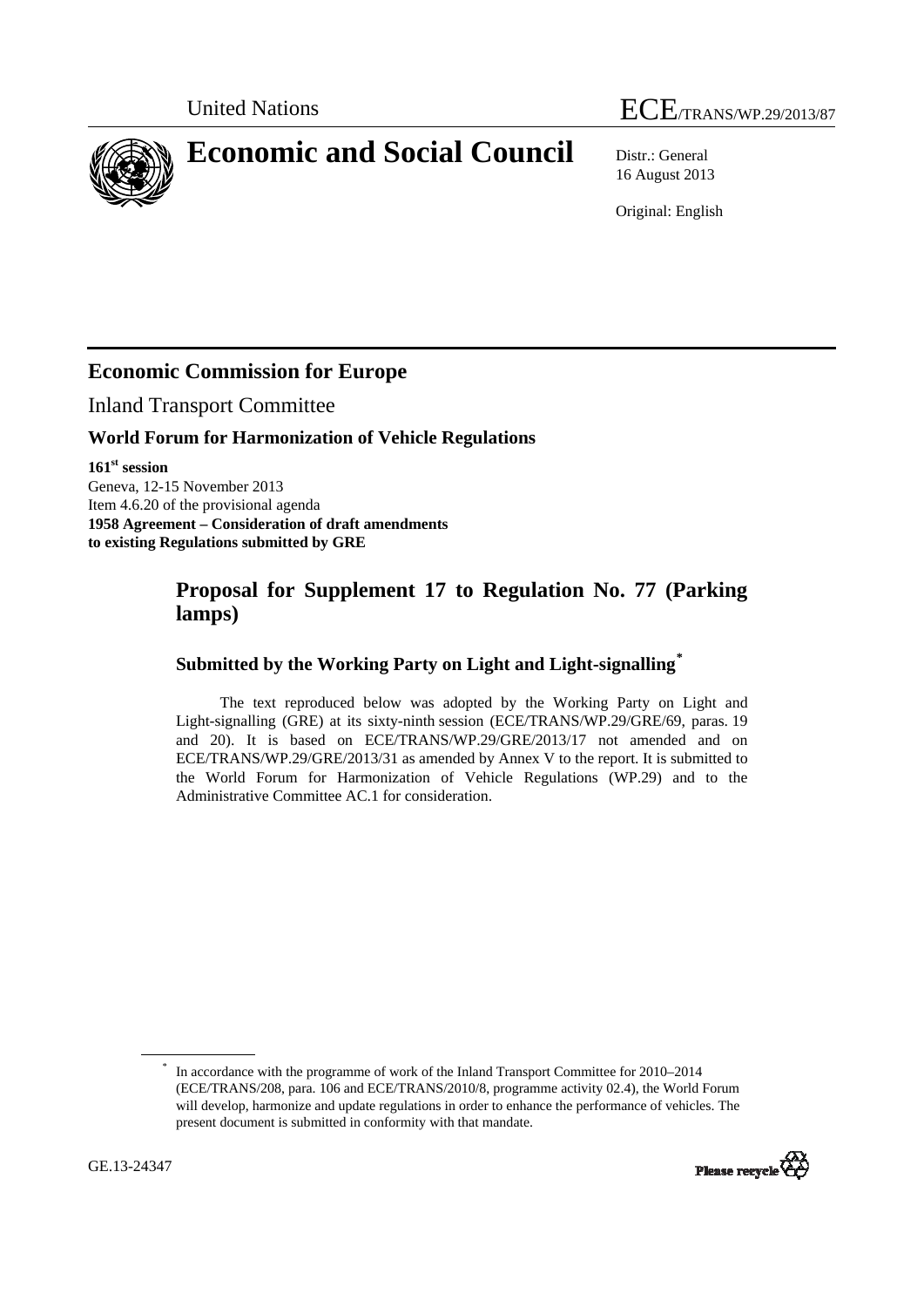United Nations

ECE/TRANS/WP.29/2013/87

# Economic and Social Council

Distr.: General
16 August 2013

Original: English

## Economic Commission for Europe

Inland Transport Committee

### World Forum for Harmonization of Vehicle Regulations

**161st session**
Geneva, 12-15 November 2013
Item 4.6.20 of the provisional agenda
**1958 Agreement – Consideration of draft amendments to existing Regulations submitted by GRE**

## Proposal for Supplement 17 to Regulation No. 77 (Parking lamps)

### Submitted by the Working Party on Light and Light-signalling*

The text reproduced below was adopted by the Working Party on Light and Light-signalling (GRE) at its sixty-ninth session (ECE/TRANS/WP.29/GRE/69, paras. 19 and 20). It is based on ECE/TRANS/WP.29/GRE/2013/17 not amended and on ECE/TRANS/WP.29/GRE/2013/31 as amended by Annex V to the report. It is submitted to the World Forum for Harmonization of Vehicle Regulations (WP.29) and to the Administrative Committee AC.1 for consideration.

* In accordance with the programme of work of the Inland Transport Committee for 2010–2014 (ECE/TRANS/208, para. 106 and ECE/TRANS/2010/8, programme activity 02.4), the World Forum will develop, harmonize and update regulations in order to enhance the performance of vehicles. The present document is submitted in conformity with that mandate.

GE.13-24347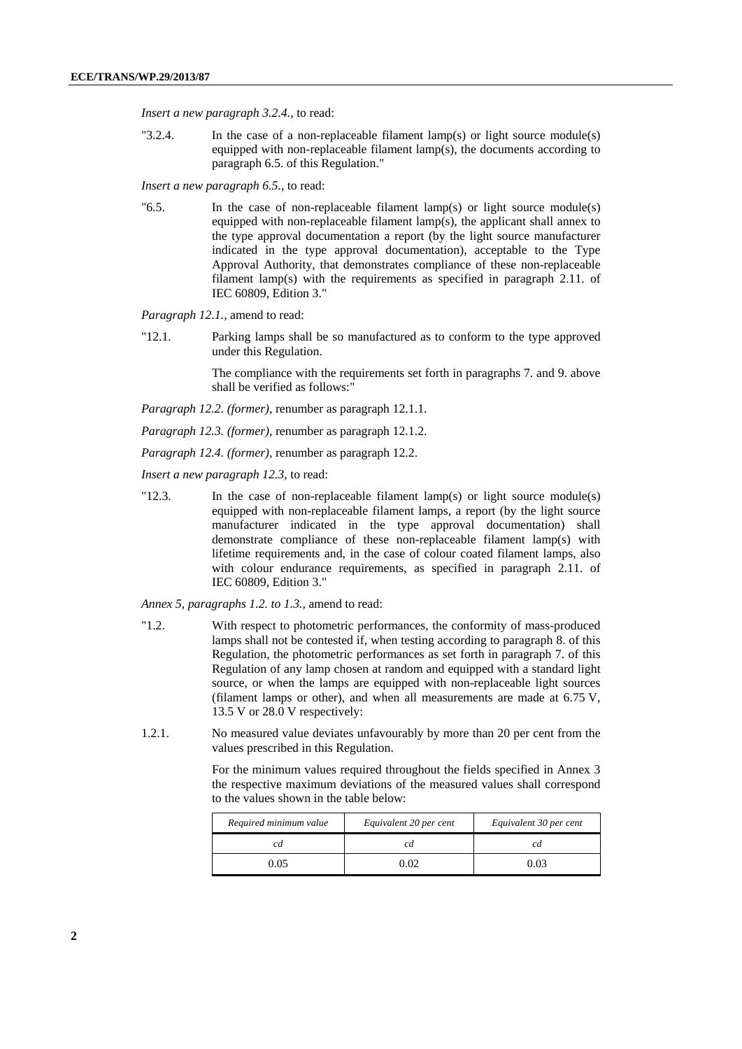*Insert a new paragraph 3.2.4.*, to read:

"3.2.4. In the case of a non-replaceable filament lamp(s) or light source module(s) equipped with non-replaceable filament lamp(s), the documents according to paragraph 6.5. of this Regulation."

*Insert a new paragraph 6.5.*, to read:

"6.5. In the case of non-replaceable filament lamp(s) or light source module(s) equipped with non-replaceable filament lamp(s), the applicant shall annex to the type approval documentation a report (by the light source manufacturer indicated in the type approval documentation), acceptable to the Type Approval Authority, that demonstrates compliance of these non-replaceable filament lamp(s) with the requirements as specified in paragraph 2.11. of IEC 60809, Edition 3."

*Paragraph 12.1.*, amend to read:

"12.1. Parking lamps shall be so manufactured as to conform to the type approved under this Regulation.

The compliance with the requirements set forth in paragraphs 7. and 9. above shall be verified as follows:"

*Paragraph 12.2. (former)*, renumber as paragraph 12.1.1.

*Paragraph 12.3. (former)*, renumber as paragraph 12.1.2.

*Paragraph 12.4. (former)*, renumber as paragraph 12.2.

*Insert a new paragraph 12.3*, to read:

"12.3. In the case of non-replaceable filament lamp(s) or light source module(s) equipped with non-replaceable filament lamps, a report (by the light source manufacturer indicated in the type approval documentation) shall demonstrate compliance of these non-replaceable filament lamp(s) with lifetime requirements and, in the case of colour coated filament lamps, also with colour endurance requirements, as specified in paragraph 2.11. of IEC 60809, Edition 3."

*Annex 5, paragraphs 1.2. to 1.3.*, amend to read:

"1.2. With respect to photometric performances, the conformity of mass-produced lamps shall not be contested if, when testing according to paragraph 8. of this Regulation, the photometric performances as set forth in paragraph 7. of this Regulation of any lamp chosen at random and equipped with a standard light source, or when the lamps are equipped with non-replaceable light sources (filament lamps or other), and when all measurements are made at 6.75 V, 13.5 V or 28.0 V respectively:

1.2.1. No measured value deviates unfavourably by more than 20 per cent from the values prescribed in this Regulation.

For the minimum values required throughout the fields specified in Annex 3 the respective maximum deviations of the measured values shall correspond to the values shown in the table below:

| *Required minimum value* | *Equivalent 20 per cent* | *Equivalent 30 per cent* |
|---|---|---|
| *cd* | *cd* | *cd* |
| 0.05 | 0.02 | 0.03 |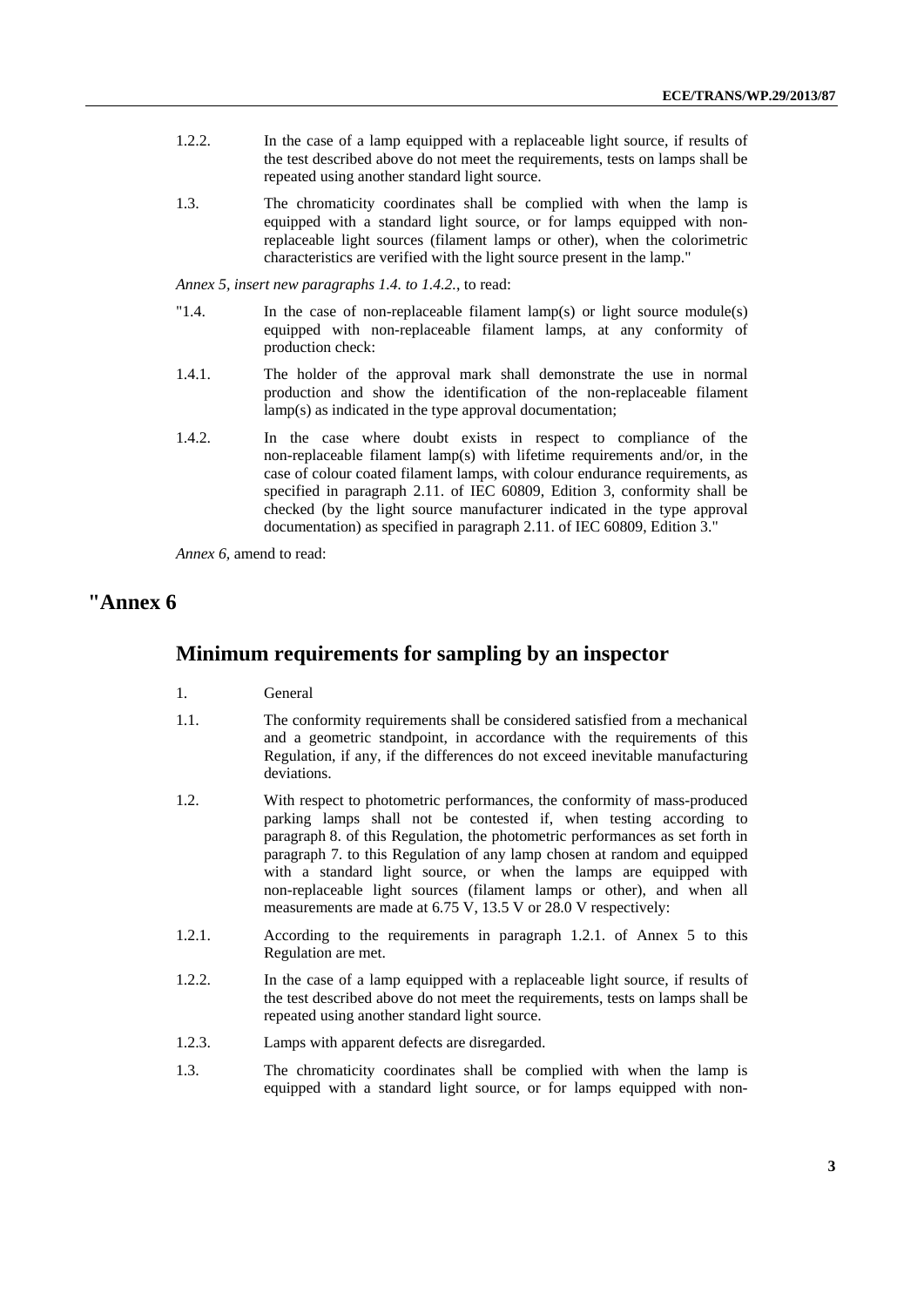1.2.2. In the case of a lamp equipped with a replaceable light source, if results of the test described above do not meet the requirements, tests on lamps shall be repeated using another standard light source.

1.3. The chromaticity coordinates shall be complied with when the lamp is equipped with a standard light source, or for lamps equipped with non-replaceable light sources (filament lamps or other), when the colorimetric characteristics are verified with the light source present in the lamp."

*Annex 5, insert new paragraphs 1.4. to 1.4.2.*, to read:

"1.4. In the case of non-replaceable filament lamp(s) or light source module(s) equipped with non-replaceable filament lamps, at any conformity of production check:

1.4.1. The holder of the approval mark shall demonstrate the use in normal production and show the identification of the non-replaceable filament lamp(s) as indicated in the type approval documentation;

1.4.2. In the case where doubt exists in respect to compliance of the non-replaceable filament lamp(s) with lifetime requirements and/or, in the case of colour coated filament lamps, with colour endurance requirements, as specified in paragraph 2.11. of IEC 60809, Edition 3, conformity shall be checked (by the light source manufacturer indicated in the type approval documentation) as specified in paragraph 2.11. of IEC 60809, Edition 3."

*Annex 6*, amend to read:

# "Annex 6

## Minimum requirements for sampling by an inspector

1. General

1.1. The conformity requirements shall be considered satisfied from a mechanical and a geometric standpoint, in accordance with the requirements of this Regulation, if any, if the differences do not exceed inevitable manufacturing deviations.

1.2. With respect to photometric performances, the conformity of mass-produced parking lamps shall not be contested if, when testing according to paragraph 8. of this Regulation, the photometric performances as set forth in paragraph 7. to this Regulation of any lamp chosen at random and equipped with a standard light source, or when the lamps are equipped with non-replaceable light sources (filament lamps or other), and when all measurements are made at 6.75 V, 13.5 V or 28.0 V respectively:

1.2.1. According to the requirements in paragraph 1.2.1. of Annex 5 to this Regulation are met.

1.2.2. In the case of a lamp equipped with a replaceable light source, if results of the test described above do not meet the requirements, tests on lamps shall be repeated using another standard light source.

1.2.3. Lamps with apparent defects are disregarded.

1.3. The chromaticity coordinates shall be complied with when the lamp is equipped with a standard light source, or for lamps equipped with non-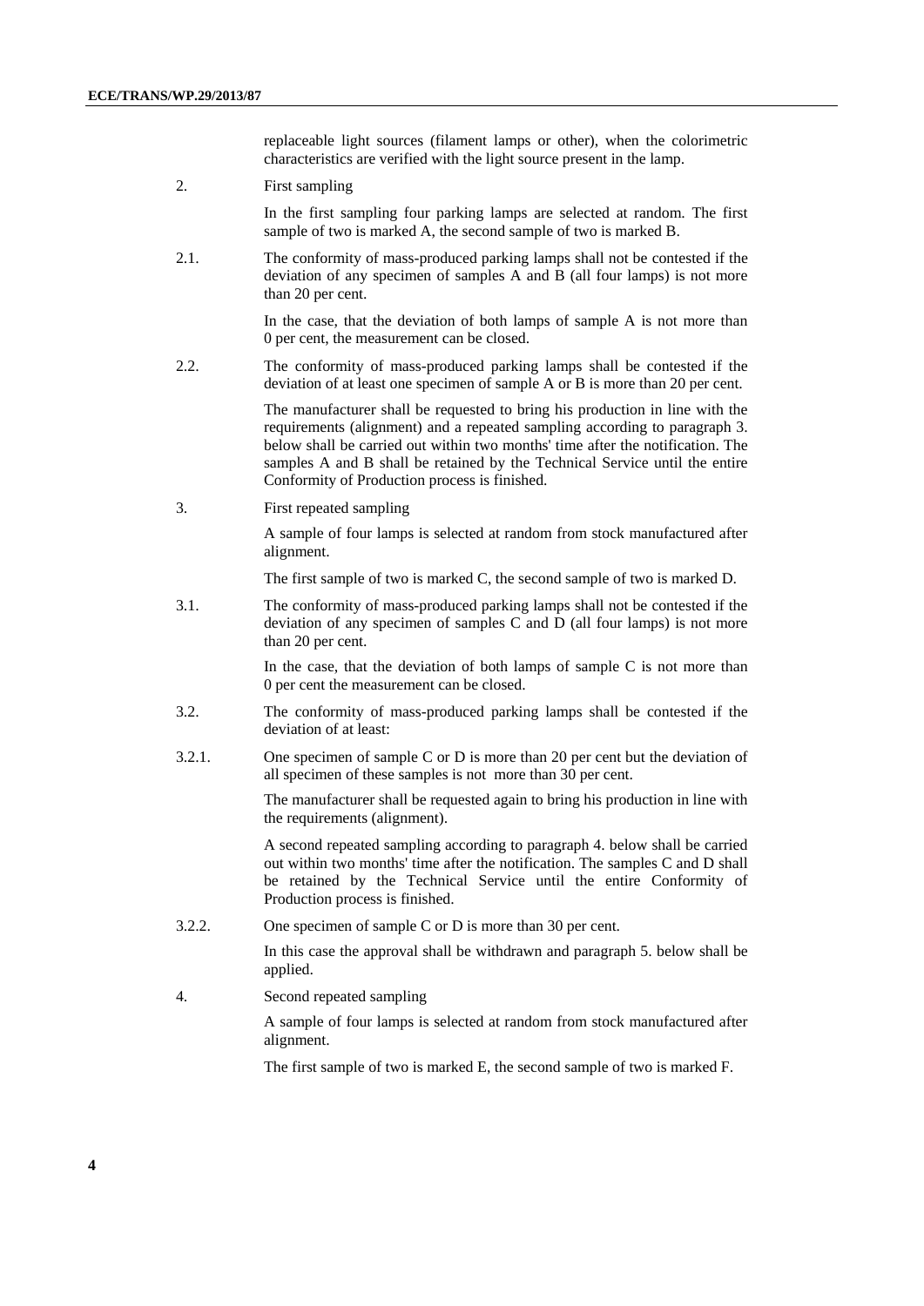replaceable light sources (filament lamps or other), when the colorimetric characteristics are verified with the light source present in the lamp.

2. First sampling

In the first sampling four parking lamps are selected at random. The first sample of two is marked A, the second sample of two is marked B.

2.1. The conformity of mass-produced parking lamps shall not be contested if the deviation of any specimen of samples A and B (all four lamps) is not more than 20 per cent.

In the case, that the deviation of both lamps of sample A is not more than 0 per cent, the measurement can be closed.

2.2. The conformity of mass-produced parking lamps shall be contested if the deviation of at least one specimen of sample A or B is more than 20 per cent.

The manufacturer shall be requested to bring his production in line with the requirements (alignment) and a repeated sampling according to paragraph 3. below shall be carried out within two months' time after the notification. The samples A and B shall be retained by the Technical Service until the entire Conformity of Production process is finished.

3. First repeated sampling

A sample of four lamps is selected at random from stock manufactured after alignment.

The first sample of two is marked C, the second sample of two is marked D.

3.1. The conformity of mass-produced parking lamps shall not be contested if the deviation of any specimen of samples C and D (all four lamps) is not more than 20 per cent.

In the case, that the deviation of both lamps of sample C is not more than 0 per cent the measurement can be closed.

3.2. The conformity of mass-produced parking lamps shall be contested if the deviation of at least:

3.2.1. One specimen of sample C or D is more than 20 per cent but the deviation of all specimen of these samples is not more than 30 per cent.

The manufacturer shall be requested again to bring his production in line with the requirements (alignment).

A second repeated sampling according to paragraph 4. below shall be carried out within two months' time after the notification. The samples C and D shall be retained by the Technical Service until the entire Conformity of Production process is finished.

3.2.2. One specimen of sample C or D is more than 30 per cent.

In this case the approval shall be withdrawn and paragraph 5. below shall be applied.

4. Second repeated sampling

A sample of four lamps is selected at random from stock manufactured after alignment.

The first sample of two is marked E, the second sample of two is marked F.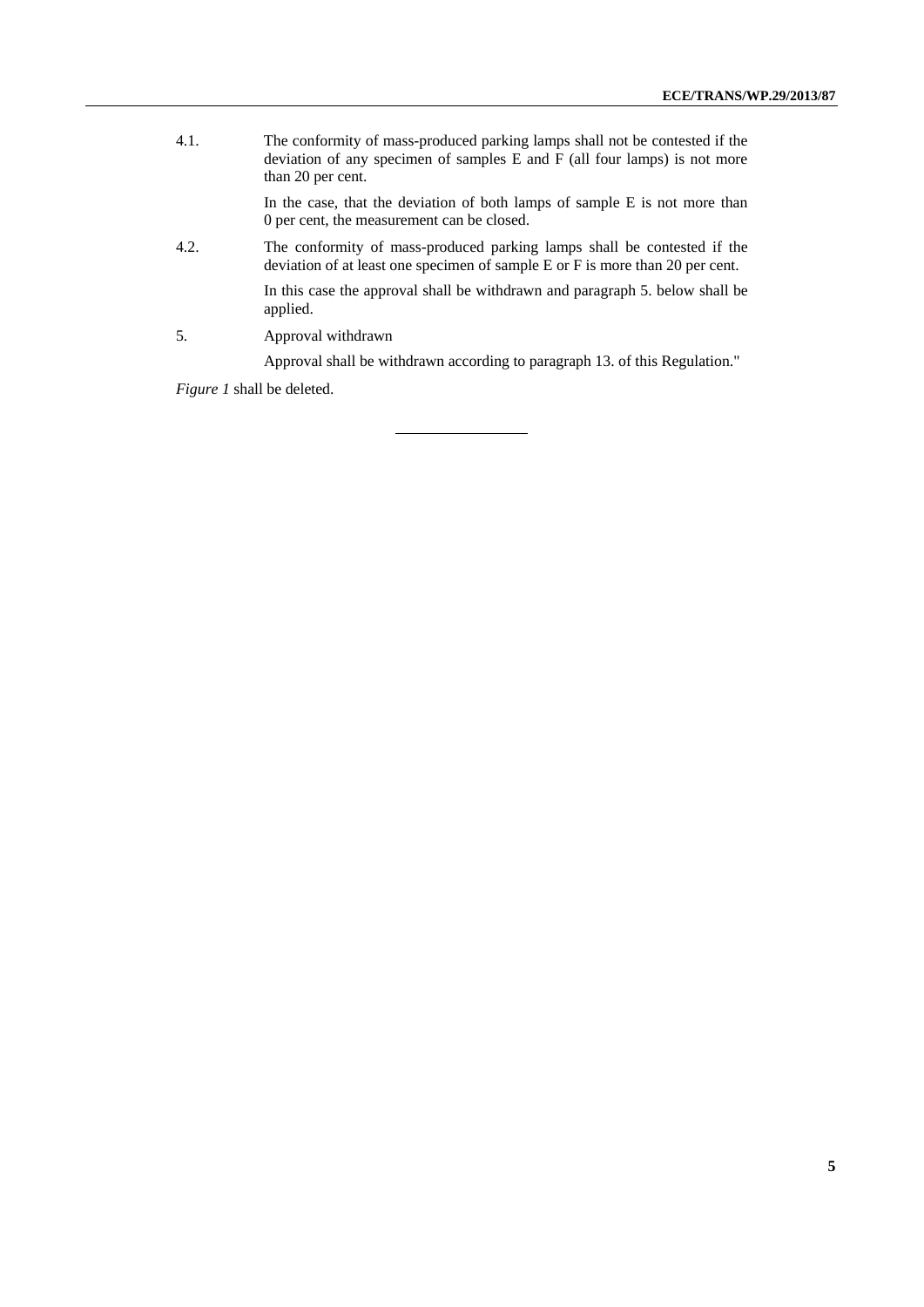4.1. The conformity of mass-produced parking lamps shall not be contested if the deviation of any specimen of samples E and F (all four lamps) is not more than 20 per cent.

In the case, that the deviation of both lamps of sample E is not more than 0 per cent, the measurement can be closed.

4.2. The conformity of mass-produced parking lamps shall be contested if the deviation of at least one specimen of sample E or F is more than 20 per cent.

In this case the approval shall be withdrawn and paragraph 5. below shall be applied.

5. Approval withdrawn

Approval shall be withdrawn according to paragraph 13. of this Regulation."

*Figure 1* shall be deleted.